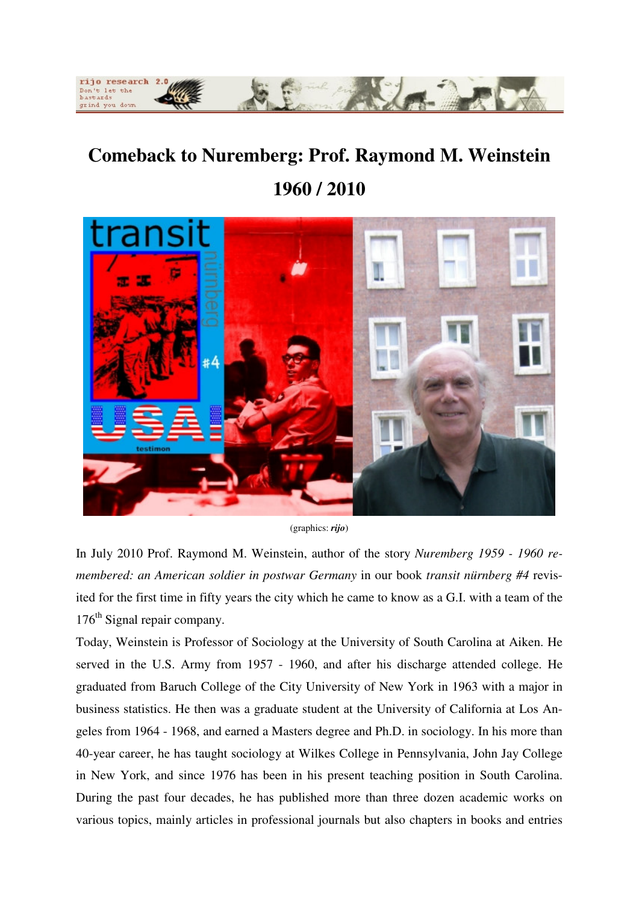# Comeback to Nuremberg: Prof. Raymond M. Weinstein 1960 / 2010

(graphics: ***rijo***)

In July 2010 Prof. Raymond M. Weinstein, author of the story *Nuremberg 1959 - 1960 remembered: an American soldier in postwar Germany* in our book *transit nürnberg #4* revisited for the first time in fifty years the city which he came to know as a G.I. with a team of the 176th Signal repair company.

Today, Weinstein is Professor of Sociology at the University of South Carolina at Aiken. He served in the U.S. Army from 1957 - 1960, and after his discharge attended college. He graduated from Baruch College of the City University of New York in 1963 with a major in business statistics. He then was a graduate student at the University of California at Los Angeles from 1964 - 1968, and earned a Masters degree and Ph.D. in sociology. In his more than 40-year career, he has taught sociology at Wilkes College in Pennsylvania, John Jay College in New York, and since 1976 has been in his present teaching position in South Carolina. During the past four decades, he has published more than three dozen academic works on various topics, mainly articles in professional journals but also chapters in books and entries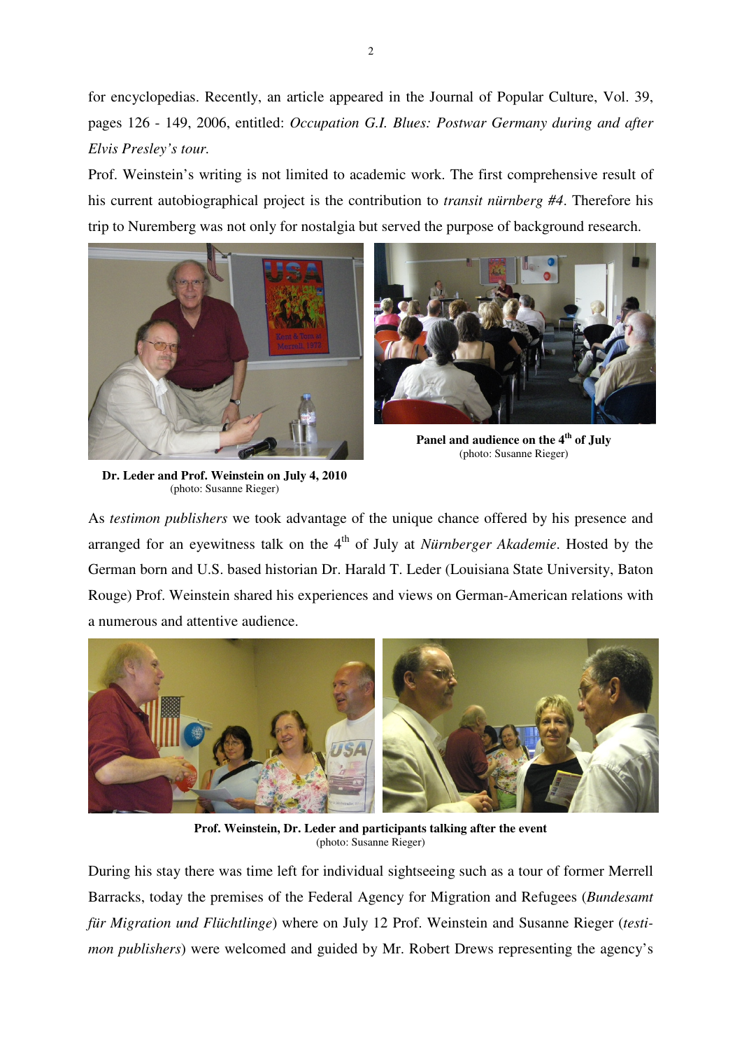for encyclopedias. Recently, an article appeared in the Journal of Popular Culture, Vol. 39, pages 126 - 149, 2006, entitled: *Occupation G.I. Blues: Postwar Germany during and after Elvis Presley's tour.*

Prof. Weinstein's writing is not limited to academic work. The first comprehensive result of his current autobiographical project is the contribution to *transit nürnberg #4*. Therefore his trip to Nuremberg was not only for nostalgia but served the purpose of background research.

**Dr. Leder and Prof. Weinstein on July 4, 2010**
(photo: Susanne Rieger)

**Panel and audience on the 4th of July**
(photo: Susanne Rieger)

As *testimon publishers* we took advantage of the unique chance offered by his presence and arranged for an eyewitness talk on the 4th of July at *Nürnberger Akademie*. Hosted by the German born and U.S. based historian Dr. Harald T. Leder (Louisiana State University, Baton Rouge) Prof. Weinstein shared his experiences and views on German-American relations with a numerous and attentive audience.

**Prof. Weinstein, Dr. Leder and participants talking after the event**
(photo: Susanne Rieger)

During his stay there was time left for individual sightseeing such as a tour of former Merrell Barracks, today the premises of the Federal Agency for Migration and Refugees (*Bundesamt für Migration und Flüchtlinge*) where on July 12 Prof. Weinstein and Susanne Rieger (*testimon publishers*) were welcomed and guided by Mr. Robert Drews representing the agency's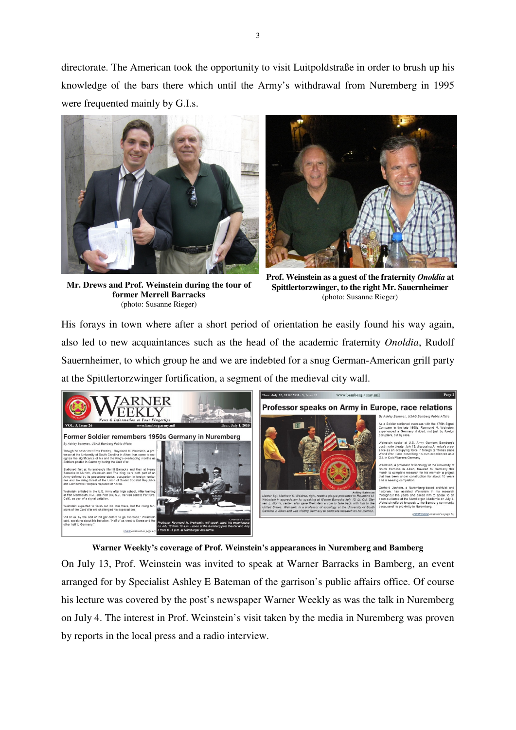directorate. The American took the opportunity to visit Luitpoldstraße in order to brush up his knowledge of the bars there which until the Army's withdrawal from Nuremberg in 1995 were frequented mainly by G.I.s.

**Mr. Drews and Prof. Weinstein during the tour of former Merrell Barracks**
(photo: Susanne Rieger)

**Prof. Weinstein as a guest of the fraternity *Onoldia* at Spittlertorzwinger, to the right Mr. Sauernheimer**
(photo: Susanne Rieger)

His forays in town where after a short period of orientation he easily found his way again, also led to new acquaintances such as the head of the academic fraternity *Onoldia*, Rudolf Sauernheimer, to which group he and we are indebted for a snug German-American grill party at the Spittlertorzwinger fortification, a segment of the medieval city wall.

**Warner Weekly's coverage of Prof. Weinstein's appearances in Nuremberg and Bamberg**

On July 13, Prof. Weinstein was invited to speak at Warner Barracks in Bamberg, an event arranged for by Specialist Ashley E Bateman of the garrison's public affairs office. Of course his lecture was covered by the post's newspaper Warner Weekly as was the talk in Nuremberg on July 4. The interest in Prof. Weinstein's visit taken by the media in Nuremberg was proven by reports in the local press and a radio interview.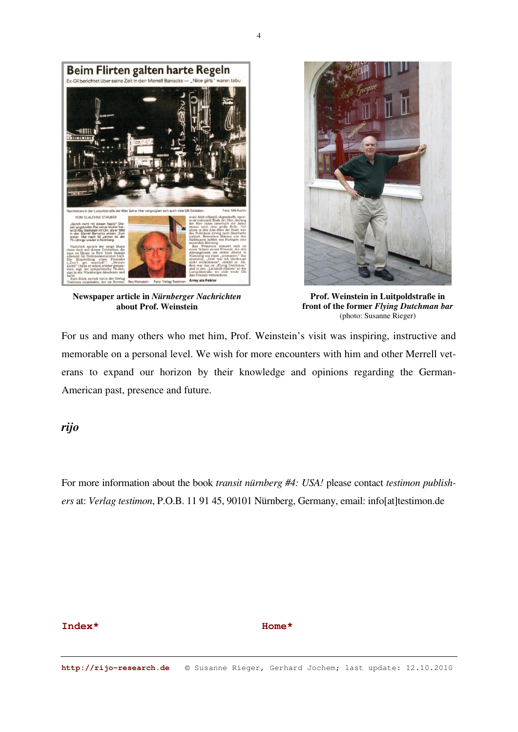**Newspaper article in *Nürnberger Nachrichten* about Prof. Weinstein**

**Prof. Weinstein in Luitpoldstraße in front of the former *Flying Dutchman bar***
(photo: Susanne Rieger)

For us and many others who met him, Prof. Weinstein's visit was inspiring, instructive and memorable on a personal level. We wish for more encounters with him and other Merrell veterans to expand our horizon by their knowledge and opinions regarding the German-American past, presence and future.

***rijo***

For more information about the book *transit nürnberg #4: USA!* please contact *testimon publishers* at: *Verlag testimon*, P.O.B. 11 91 45, 90101 Nürnberg, Germany, email: info[at]testimon.de

**Index*** **Home***

**http://rijo-research.de** © Susanne Rieger, Gerhard Jochem; last update: 12.10.2010